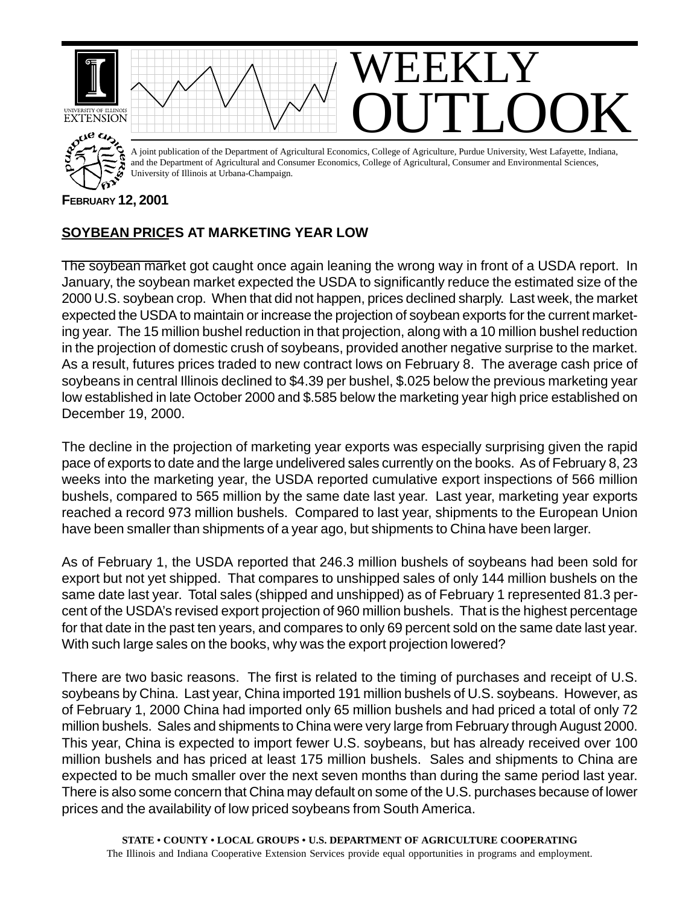# WEEKLY OUTLOOK

A joint publication of the Department of Agricultural Economics, College of Agriculture, Purdue University, West Lafayette, Indiana, and the Department of Agricultural and Consumer Economics, College of Agricultural, Consumer and Environmental Sciences, University of Illinois at Urbana-Champaign.

**FEBRUARY 12, 2001**

## SOYBEAN PRICES AT MARKETING YEAR LOW

The soybean market got caught once again leaning the wrong way in front of a USDA report. In January, the soybean market expected the USDA to significantly reduce the estimated size of the 2000 U.S. soybean crop. When that did not happen, prices declined sharply. Last week, the market expected the USDA to maintain or increase the projection of soybean exports for the current marketing year. The 15 million bushel reduction in that projection, along with a 10 million bushel reduction in the projection of domestic crush of soybeans, provided another negative surprise to the market. As a result, futures prices traded to new contract lows on February 8. The average cash price of soybeans in central Illinois declined to $4.39 per bushel, $.025 below the previous marketing year low established in late October 2000 and $.585 below the marketing year high price established on December 19, 2000.

The decline in the projection of marketing year exports was especially surprising given the rapid pace of exports to date and the large undelivered sales currently on the books. As of February 8, 23 weeks into the marketing year, the USDA reported cumulative export inspections of 566 million bushels, compared to 565 million by the same date last year. Last year, marketing year exports reached a record 973 million bushels. Compared to last year, shipments to the European Union have been smaller than shipments of a year ago, but shipments to China have been larger.

As of February 1, the USDA reported that 246.3 million bushels of soybeans had been sold for export but not yet shipped. That compares to unshipped sales of only 144 million bushels on the same date last year. Total sales (shipped and unshipped) as of February 1 represented 81.3 percent of the USDA's revised export projection of 960 million bushels. That is the highest percentage for that date in the past ten years, and compares to only 69 percent sold on the same date last year. With such large sales on the books, why was the export projection lowered?

There are two basic reasons. The first is related to the timing of purchases and receipt of U.S. soybeans by China. Last year, China imported 191 million bushels of U.S. soybeans. However, as of February 1, 2000 China had imported only 65 million bushels and had priced a total of only 72 million bushels. Sales and shipments to China were very large from February through August 2000. This year, China is expected to import fewer U.S. soybeans, but has already received over 100 million bushels and has priced at least 175 million bushels. Sales and shipments to China are expected to be much smaller over the next seven months than during the same period last year. There is also some concern that China may default on some of the U.S. purchases because of lower prices and the availability of low priced soybeans from South America.

**STATE • COUNTY • LOCAL GROUPS • U.S. DEPARTMENT OF AGRICULTURE COOPERATING**
The Illinois and Indiana Cooperative Extension Services provide equal opportunities in programs and employment.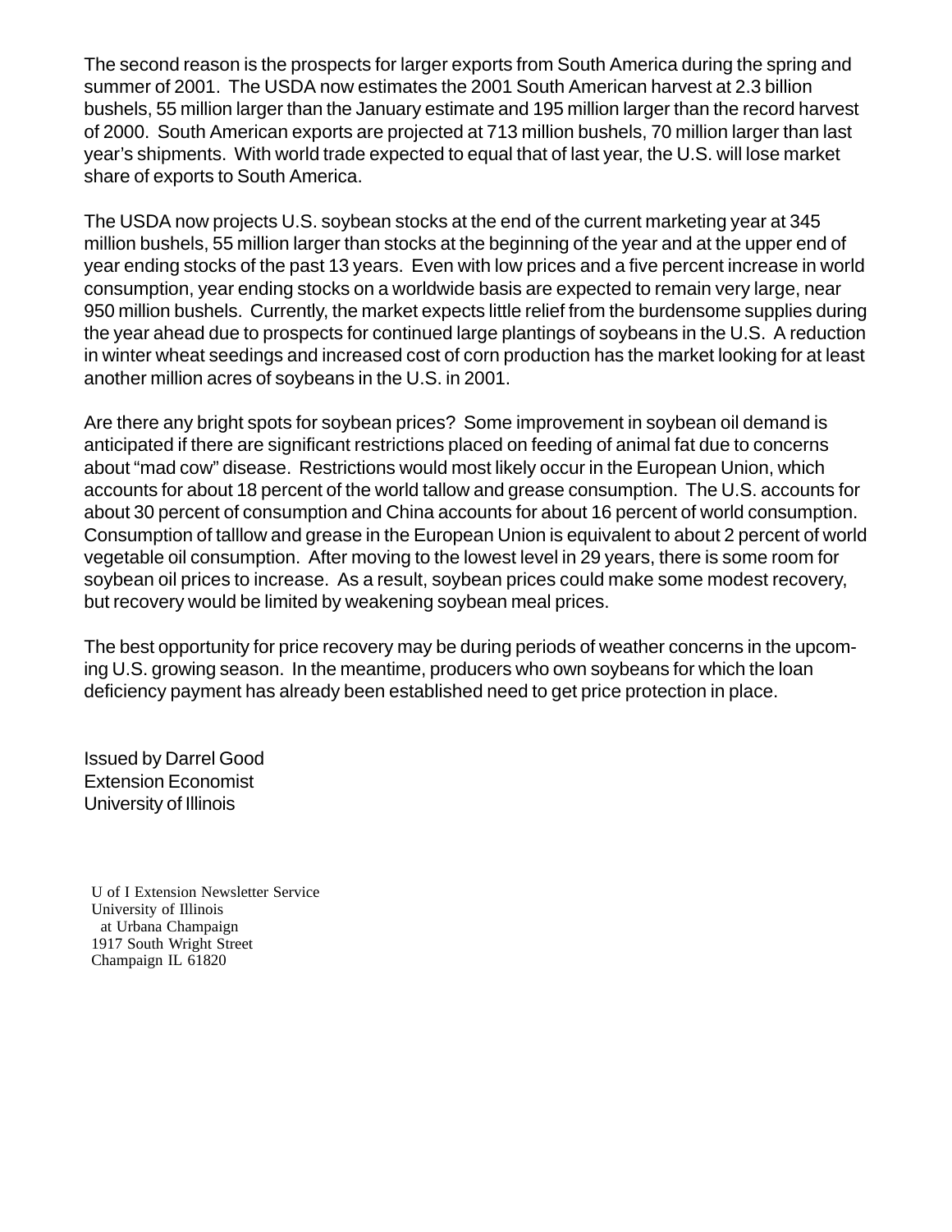The second reason is the prospects for larger exports from South America during the spring and summer of 2001. The USDA now estimates the 2001 South American harvest at 2.3 billion bushels, 55 million larger than the January estimate and 195 million larger than the record harvest of 2000. South American exports are projected at 713 million bushels, 70 million larger than last year's shipments. With world trade expected to equal that of last year, the U.S. will lose market share of exports to South America.

The USDA now projects U.S. soybean stocks at the end of the current marketing year at 345 million bushels, 55 million larger than stocks at the beginning of the year and at the upper end of year ending stocks of the past 13 years. Even with low prices and a five percent increase in world consumption, year ending stocks on a worldwide basis are expected to remain very large, near 950 million bushels. Currently, the market expects little relief from the burdensome supplies during the year ahead due to prospects for continued large plantings of soybeans in the U.S. A reduction in winter wheat seedings and increased cost of corn production has the market looking for at least another million acres of soybeans in the U.S. in 2001.

Are there any bright spots for soybean prices? Some improvement in soybean oil demand is anticipated if there are significant restrictions placed on feeding of animal fat due to concerns about "mad cow" disease. Restrictions would most likely occur in the European Union, which accounts for about 18 percent of the world tallow and grease consumption. The U.S. accounts for about 30 percent of consumption and China accounts for about 16 percent of world consumption. Consumption of talllow and grease in the European Union is equivalent to about 2 percent of world vegetable oil consumption. After moving to the lowest level in 29 years, there is some room for soybean oil prices to increase. As a result, soybean prices could make some modest recovery, but recovery would be limited by weakening soybean meal prices.

The best opportunity for price recovery may be during periods of weather concerns in the upcoming U.S. growing season. In the meantime, producers who own soybeans for which the loan deficiency payment has already been established need to get price protection in place.

Issued by Darrel Good
Extension Economist
University of Illinois

U of I Extension Newsletter Service
University of Illinois
at Urbana Champaign
1917 South Wright Street
Champaign IL 61820